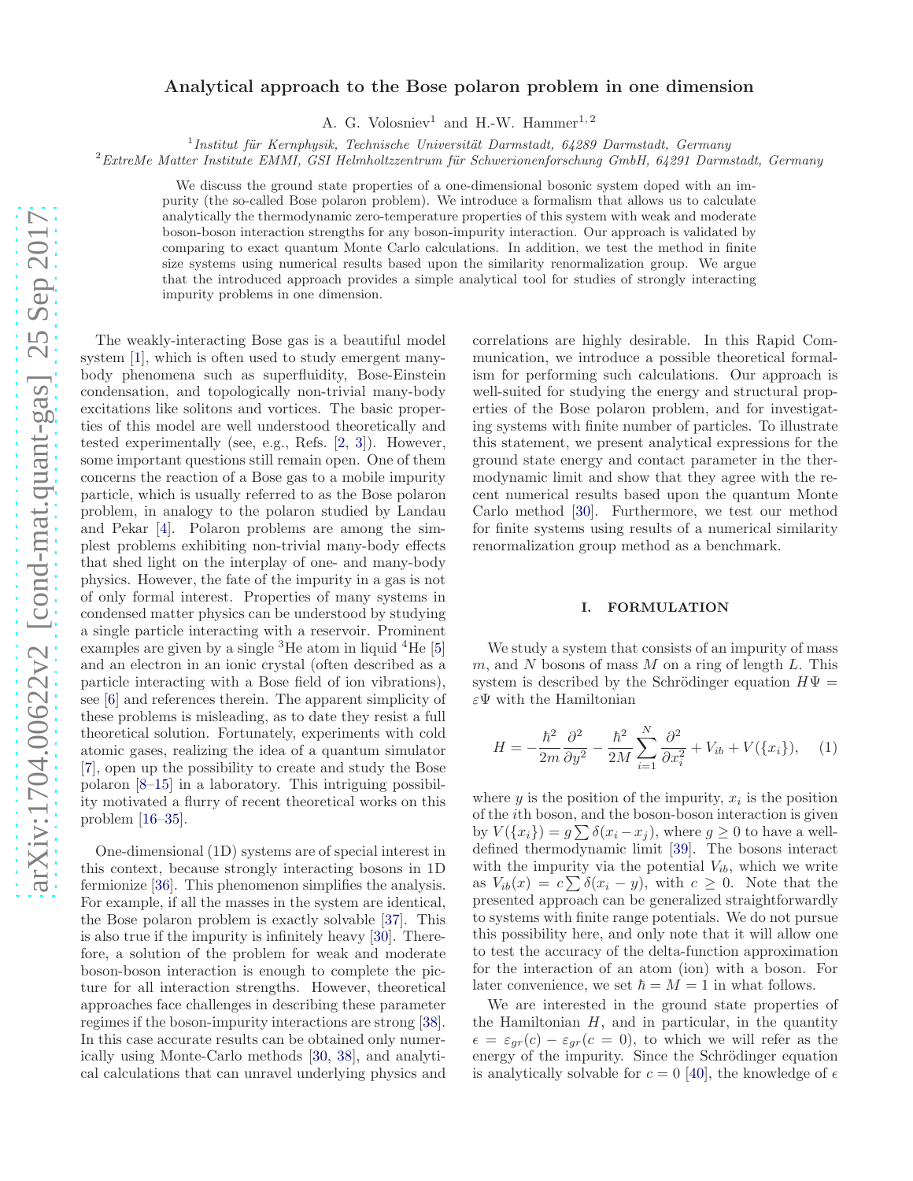# Analytical approach to the Bose polaron problem in one dimension

A. G. Volosniev[1] and H.-W. Hammer[1, 2]

[1] *Institut für Kernphysik, Technische Universität Darmstadt, 64289 Darmstadt, Germany*
[2] *ExtreMe Matter Institute EMMI, GSI Helmholtzzentrum für Schwerionenforschung GmbH, 64291 Darmstadt, Germany*

We discuss the ground state properties of a one-dimensional bosonic system doped with an impurity (the so-called Bose polaron problem). We introduce a formalism that allows us to calculate analytically the thermodynamic zero-temperature properties of this system with weak and moderate boson-boson interaction strengths for any boson-impurity interaction. Our approach is validated by comparing to exact quantum Monte Carlo calculations. In addition, we test the method in finite size systems using numerical results based upon the similarity renormalization group. We argue that the introduced approach provides a simple analytical tool for studies of strongly interacting impurity problems in one dimension.

The weakly-interacting Bose gas is a beautiful model system [1], which is often used to study emergent many-body phenomena such as superfluidity, Bose-Einstein condensation, and topologically non-trivial many-body excitations like solitons and vortices. The basic properties of this model are well understood theoretically and tested experimentally (see, e.g., Refs. [2, 3]). However, some important questions still remain open. One of them concerns the reaction of a Bose gas to a mobile impurity particle, which is usually referred to as the Bose polaron problem, in analogy to the polaron studied by Landau and Pekar [4]. Polaron problems are among the simplest problems exhibiting non-trivial many-body effects that shed light on the interplay of one- and many-body physics. However, the fate of the impurity in a gas is not of only formal interest. Properties of many systems in condensed matter physics can be understood by studying a single particle interacting with a reservoir. Prominent examples are given by a single $^3$He atom in liquid $^4$He [5] and an electron in an ionic crystal (often described as a particle interacting with a Bose field of ion vibrations), see [6] and references therein. The apparent simplicity of these problems is misleading, as to date they resist a full theoretical solution. Fortunately, experiments with cold atomic gases, realizing the idea of a quantum simulator [7], open up the possibility to create and study the Bose polaron [8–15] in a laboratory. This intriguing possibility motivated a flurry of recent theoretical works on this problem [16–35].

One-dimensional (1D) systems are of special interest in this context, because strongly interacting bosons in 1D fermionize [36]. This phenomenon simplifies the analysis. For example, if all the masses in the system are identical, the Bose polaron problem is exactly solvable [37]. This is also true if the impurity is infinitely heavy [30]. Therefore, a solution of the problem for weak and moderate boson-boson interaction is enough to complete the picture for all interaction strengths. However, theoretical approaches face challenges in describing these parameter regimes if the boson-impurity interactions are strong [38]. In this case accurate results can be obtained only numerically using Monte-Carlo methods [30, 38], and analytical calculations that can unravel underlying physics and correlations are highly desirable. In this Rapid Communication, we introduce a possible theoretical formalism for performing such calculations. Our approach is well-suited for studying the energy and structural properties of the Bose polaron problem, and for investigating systems with finite number of particles. To illustrate this statement, we present analytical expressions for the ground state energy and contact parameter in the thermodynamic limit and show that they agree with the recent numerical results based upon the quantum Monte Carlo method [30]. Furthermore, we test our method for finite systems using results of a numerical similarity renormalization group method as a benchmark.

## I. FORMULATION

We study a system that consists of an impurity of mass $m$, and $N$ bosons of mass $M$ on a ring of length $L$. This system is described by the Schrödinger equation $H\Psi = \varepsilon\Psi$ with the Hamiltonian

$$H = -\frac{\hbar^2}{2m}\frac{\partial^2}{\partial y^2} - \frac{\hbar^2}{2M}\sum_{i=1}^{N}\frac{\partial^2}{\partial x_i^2} + V_{ib} + V(\{x_i\}), \quad (1)$$

where $y$ is the position of the impurity, $x_i$ is the position of the $i$th boson, and the boson-boson interaction is given by $V(\{x_i\}) = g\sum\delta(x_i - x_j)$, where $g \geq 0$ to have a well-defined thermodynamic limit [39]. The bosons interact with the impurity via the potential $V_{ib}$, which we write as $V_{ib}(x) = c\sum\delta(x_i - y)$, with $c \geq 0$. Note that the presented approach can be generalized straightforwardly to systems with finite range potentials. We do not pursue this possibility here, and only note that it will allow one to test the accuracy of the delta-function approximation for the interaction of an atom (ion) with a boson. For later convenience, we set $\hbar = M = 1$ in what follows.

We are interested in the ground state properties of the Hamiltonian $H$, and in particular, in the quantity $\epsilon = \varepsilon_{gr}(c) - \varepsilon_{gr}(c = 0)$, to which we will refer as the energy of the impurity. Since the Schrödinger equation is analytically solvable for $c = 0$ [40], the knowledge of $\epsilon$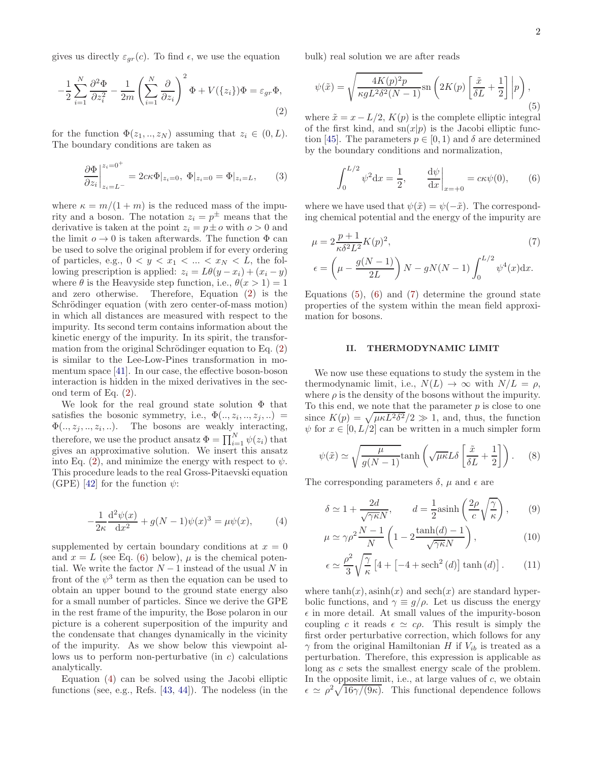gives us directly $\varepsilon_{gr}(c)$. To find $\epsilon$, we use the equation

$$-\frac{1}{2}\sum_{i=1}^{N}\frac{\partial^2\Phi}{\partial z_i^2}-\frac{1}{2m}\left(\sum_{i=1}^{N}\frac{\partial}{\partial z_i}\right)^2\Phi+V(\{z_i\})\Phi=\varepsilon_{gr}\Phi, \tag{2}$$

for the function $\Phi(z_1,..,z_N)$ assuming that $z_i\in(0,L)$. The boundary conditions are taken as

$$\left.\frac{\partial\Phi}{\partial z_i}\right|_{z_i=L^-}^{z_i=0^+}=2c\kappa\Phi|_{z_i=0},\ \Phi|_{z_i=0}=\Phi|_{z_i=L}, \tag{3}$$

where $\kappa=m/(1+m)$ is the reduced mass of the impurity and a boson. The notation $z_i=p^\pm$ means that the derivative is taken at the point $z_i=p\pm o$ with $o>0$ and the limit $o\to 0$ is taken afterwards. The function $\Phi$ can be used to solve the original problem if for every ordering of particles, e.g., $0<y<x_1<...<x_N<L$, the following prescription is applied: $z_i=L\theta(y-x_i)+(x_i-y)$ where $\theta$ is the Heavyside step function, i.e., $\theta(x>1)=1$ and zero otherwise. Therefore, Equation (2) is the Schrödinger equation (with zero center-of-mass motion) in which all distances are measured with respect to the impurity. Its second term contains information about the kinetic energy of the impurity. In its spirit, the transformation from the original Schrödinger equation to Eq. (2) is similar to the Lee-Low-Pines transformation in momentum space [41]. In our case, the effective boson-boson interaction is hidden in the mixed derivatives in the second term of Eq. (2).

We look for the real ground state solution $\Phi$ that satisfies the bosonic symmetry, i.e., $\Phi(..,z_i,..,z_j,..)=\Phi(..,z_j,..,z_i,..)$. The bosons are weakly interacting, therefore, we use the product ansatz $\Phi=\prod_{i=1}^N\psi(z_i)$ that gives an approximative solution. We insert this ansatz into Eq. (2), and minimize the energy with respect to $\psi$. This procedure leads to the real Gross-Pitaevski equation (GPE) [42] for the function $\psi$:

$$-\frac{1}{2\kappa}\frac{\mathrm{d}^2\psi(x)}{\mathrm{d}x^2}+g(N-1)\psi(x)^3=\mu\psi(x), \tag{4}$$

supplemented by certain boundary conditions at $x=0$ and $x=L$ (see Eq. (6) below), $\mu$ is the chemical potential. We write the factor $N-1$ instead of the usual $N$ in front of the $\psi^3$ term as then the equation can be used to obtain an upper bound to the ground state energy also for a small number of particles. Since we derive the GPE in the rest frame of the impurity, the Bose polaron in our picture is a coherent superposition of the impurity and the condensate that changes dynamically in the vicinity of the impurity. As we show below this viewpoint allows us to perform non-perturbative (in $c$) calculations analytically.

Equation (4) can be solved using the Jacobi elliptic functions (see, e.g., Refs. [43, 44]). The nodeless (in the bulk) real solution we are after reads

$$\psi(\tilde{x})=\sqrt{\frac{4K(p)^2p}{\kappa gL^2\delta^2(N-1)}}\mathrm{sn}\left(2K(p)\left[\frac{\tilde{x}}{\delta L}+\frac{1}{2}\right]\middle|p\right), \tag{5}$$

where $\tilde{x}=x-L/2$, $K(p)$ is the complete elliptic integral of the first kind, and $\mathrm{sn}(x|p)$ is the Jacobi elliptic function [45]. The parameters $p\in[0,1)$ and $\delta$ are determined by the boundary conditions and normalization,

$$\int_0^{L/2}\psi^2\mathrm{d}x=\frac{1}{2},\qquad \left.\frac{\mathrm{d}\psi}{\mathrm{d}x}\right|_{x=+0}=c\kappa\psi(0), \tag{6}$$

where we have used that $\psi(\tilde{x})=\psi(-\tilde{x})$. The corresponding chemical potential and the energy of the impurity are

$$\mu=2\frac{p+1}{\kappa\delta^2L^2}K(p)^2, \tag{7}$$

$$\epsilon=\left(\mu-\frac{g(N-1)}{2L}\right)N-gN(N-1)\int_0^{L/2}\psi^4(x)\mathrm{d}x.$$

Equations (5), (6) and (7) determine the ground state properties of the system within the mean field approximation for bosons.

## II. THERMODYNAMIC LIMIT

We now use these equations to study the system in the thermodynamic limit, i.e., $N(L)\to\infty$ with $N/L=\rho$, where $\rho$ is the density of the bosons without the impurity. To this end, we note that the parameter $p$ is close to one since $K(p)=\sqrt{\mu\kappa L^2\delta^2}/2\gg 1$, and, thus, the function $\psi$ for $x\in[0,L/2]$ can be written in a much simpler form

$$\psi(\tilde{x})\simeq\sqrt{\frac{\mu}{g(N-1)}}\tanh\left(\sqrt{\mu\kappa}L\delta\left[\frac{\tilde{x}}{\delta L}+\frac{1}{2}\right]\right). \tag{8}$$

The corresponding parameters $\delta$, $\mu$ and $\epsilon$ are

$$\delta\simeq 1+\frac{2d}{\sqrt{\gamma\kappa}N},\qquad d=\frac{1}{2}\mathrm{asinh}\left(\frac{2\rho}{c}\sqrt{\frac{\gamma}{\kappa}}\right), \tag{9}$$

$$\mu\simeq\gamma\rho^2\frac{N-1}{N}\left(1-2\frac{\tanh(d)-1}{\sqrt{\gamma\kappa}N}\right), \tag{10}$$

$$\epsilon\simeq\frac{\rho^2}{3}\sqrt{\frac{\gamma}{\kappa}}\left[4+\left[-4+\mathrm{sech}^2(d)\right]\tanh(d)\right]. \tag{11}$$

where $\tanh(x)$, $\mathrm{asinh}(x)$ and $\mathrm{sech}(x)$ are standard hyperbolic functions, and $\gamma\equiv g/\rho$. Let us discuss the energy $\epsilon$ in more detail. At small values of the impurity-boson coupling $c$ it reads $\epsilon\simeq c\rho$. This result is simply the first order perturbative correction, which follows for any $\gamma$ from the original Hamiltonian $H$ if $V_{ib}$ is treated as a perturbation. Therefore, this expression is applicable as long as $c$ sets the smallest energy scale of the problem. In the opposite limit, i.e., at large values of $c$, we obtain $\epsilon\simeq\rho^2\sqrt{16\gamma/(9\kappa)}$. This functional dependence follows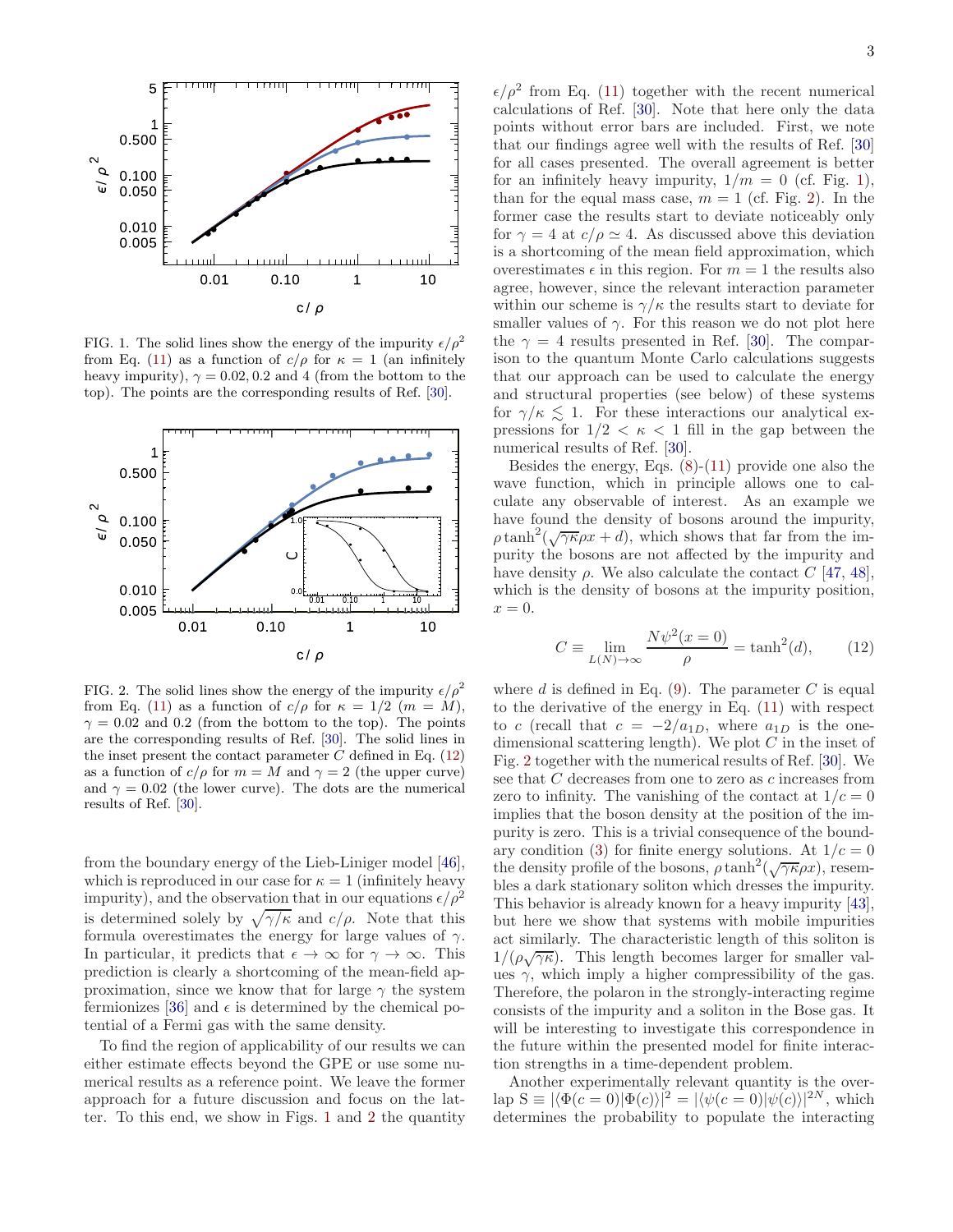FIG. 1. The solid lines show the energy of the impurity $\epsilon/\rho^2$ from Eq. (11) as a function of $c/\rho$ for $\kappa = 1$ (an infinitely heavy impurity), $\gamma = 0.02, 0.2$ and 4 (from the bottom to the top). The points are the corresponding results of Ref. [30].

FIG. 2. The solid lines show the energy of the impurity $\epsilon/\rho^2$ from Eq. (11) as a function of $c/\rho$ for $\kappa = 1/2$ ($m = M$), $\gamma = 0.02$ and 0.2 (from the bottom to the top). The points are the corresponding results of Ref. [30]. The solid lines in the inset present the contact parameter $C$ defined in Eq. (12) as a function of $c/\rho$ for $m = M$ and $\gamma = 2$ (the upper curve) and $\gamma = 0.02$ (the lower curve). The dots are the numerical results of Ref. [30].

from the boundary energy of the Lieb-Liniger model [46], which is reproduced in our case for $\kappa = 1$ (infinitely heavy impurity), and the observation that in our equations $\epsilon/\rho^2$ is determined solely by $\sqrt{\gamma/\kappa}$ and $c/\rho$. Note that this formula overestimates the energy for large values of $\gamma$. In particular, it predicts that $\epsilon \to \infty$ for $\gamma \to \infty$. This prediction is clearly a shortcoming of the mean-field approximation, since we know that for large $\gamma$ the system fermionizes [36] and $\epsilon$ is determined by the chemical potential of a Fermi gas with the same density.

To find the region of applicability of our results we can either estimate effects beyond the GPE or use some numerical results as a reference point. We leave the former approach for a future discussion and focus on the latter. To this end, we show in Figs. 1 and 2 the quantity $\epsilon/\rho^2$ from Eq. (11) together with the recent numerical calculations of Ref. [30]. Note that here only the data points without error bars are included. First, we note that our findings agree well with the results of Ref. [30] for all cases presented. The overall agreement is better for an infinitely heavy impurity, $1/m = 0$ (cf. Fig. 1), than for the equal mass case, $m = 1$ (cf. Fig. 2). In the former case the results start to deviate noticeably only for $\gamma = 4$ at $c/\rho \simeq 4$. As discussed above this deviation is a shortcoming of the mean field approximation, which overestimates $\epsilon$ in this region. For $m = 1$ the results also agree, however, since the relevant interaction parameter within our scheme is $\gamma/\kappa$ the results start to deviate for smaller values of $\gamma$. For this reason we do not plot here the $\gamma = 4$ results presented in Ref. [30]. The comparison to the quantum Monte Carlo calculations suggests that our approach can be used to calculate the energy and structural properties (see below) of these systems for $\gamma/\kappa \lesssim 1$. For these interactions our analytical expressions for $1/2 < \kappa < 1$ fill in the gap between the numerical results of Ref. [30].

Besides the energy, Eqs. (8)-(11) provide one also the wave function, which in principle allows one to calculate any observable of interest. As an example we have found the density of bosons around the impurity, $\rho \tanh^2(\sqrt{\gamma\kappa}\rho x + d)$, which shows that far from the impurity the bosons are not affected by the impurity and have density $\rho$. We also calculate the contact $C$ [47, 48], which is the density of bosons at the impurity position, $x = 0$.

$$C \equiv \lim_{L(N)\to\infty} \frac{N\psi^2(x=0)}{\rho} = \tanh^2(d), \qquad (12)$$

where $d$ is defined in Eq. (9). The parameter $C$ is equal to the derivative of the energy in Eq. (11) with respect to $c$ (recall that $c = -2/a_{1D}$, where $a_{1D}$ is the one-dimensional scattering length). We plot $C$ in the inset of Fig. 2 together with the numerical results of Ref. [30]. We see that $C$ decreases from one to zero as $c$ increases from zero to infinity. The vanishing of the contact at $1/c = 0$ implies that the boson density at the position of the impurity is zero. This is a trivial consequence of the boundary condition (3) for finite energy solutions. At $1/c = 0$ the density profile of the bosons, $\rho \tanh^2(\sqrt{\gamma\kappa}\rho x)$, resembles a dark stationary soliton which dresses the impurity. This behavior is already known for a heavy impurity [43], but here we show that systems with mobile impurities act similarly. The characteristic length of this soliton is $1/(\rho\sqrt{\gamma\kappa})$. This length becomes larger for smaller values $\gamma$, which imply a higher compressibility of the gas. Therefore, the polaron in the strongly-interacting regime consists of the impurity and a soliton in the Bose gas. It will be interesting to investigate this correspondence in the future within the presented model for finite interaction strengths in a time-dependent problem.

Another experimentally relevant quantity is the overlap $S \equiv |\langle\Phi(c=0)|\Phi(c)\rangle|^2 = |\langle\psi(c=0)|\psi(c)\rangle|^{2N}$, which determines the probability to populate the interacting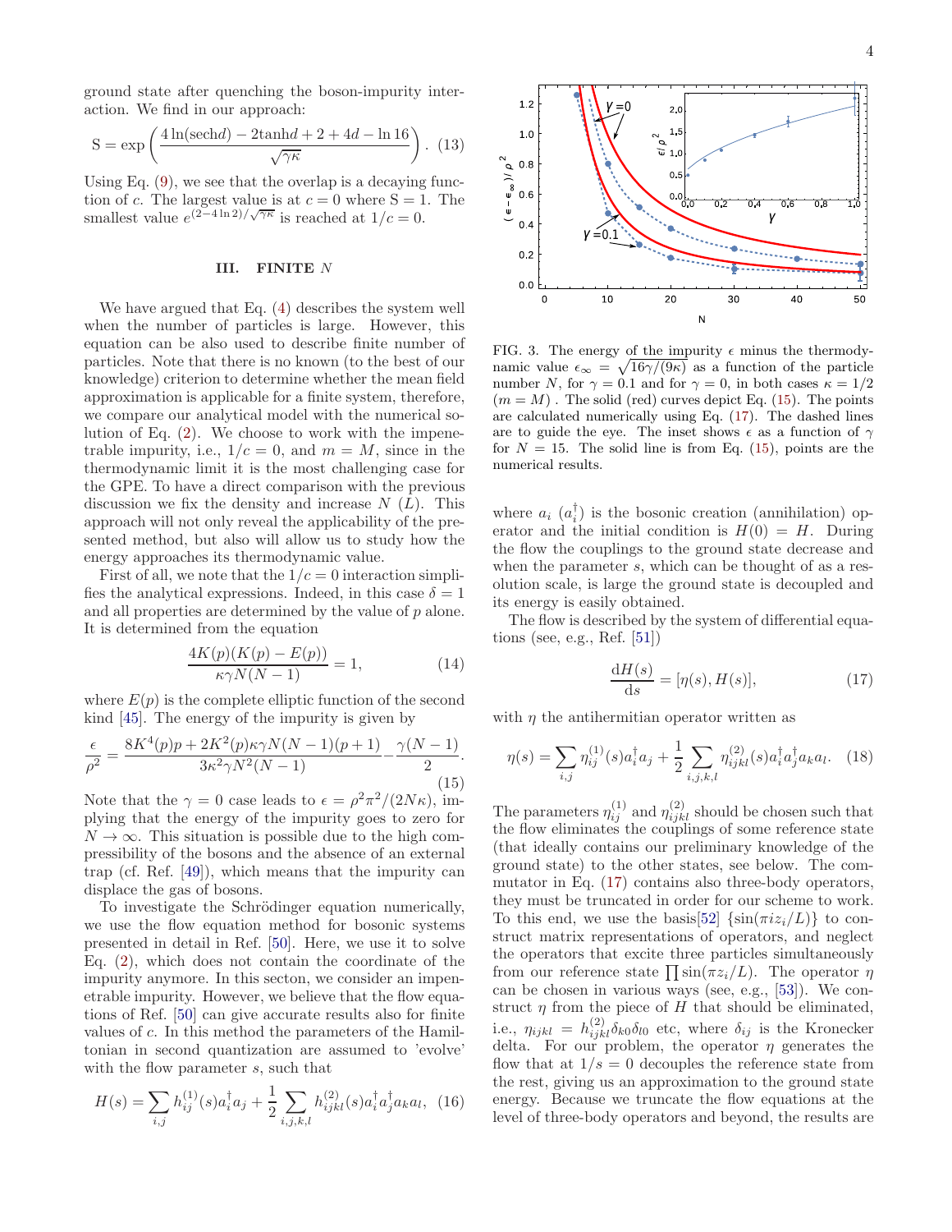ground state after quenching the boson-impurity interaction. We find in our approach:

$$\mathrm{S} = \exp\left(\frac{4\ln(\mathrm{sech}d) - 2\tanh d + 2 + 4d - \ln 16}{\sqrt{\gamma\kappa}}\right). \quad (13)$$

Using Eq. (9), we see that the overlap is a decaying function of $c$. The largest value is at $c=0$ where $\mathrm{S}=1$. The smallest value $e^{(2-4\ln 2)/\sqrt{\gamma\kappa}}$ is reached at $1/c = 0$.

### III. FINITE $N$

We have argued that Eq. (4) describes the system well when the number of particles is large. However, this equation can be also used to describe finite number of particles. Note that there is no known (to the best of our knowledge) criterion to determine whether the mean field approximation is applicable for a finite system, therefore, we compare our analytical model with the numerical solution of Eq. (2). We choose to work with the impenetrable impurity, i.e., $1/c = 0$, and $m = M$, since in the thermodynamic limit it is the most challenging case for the GPE. To have a direct comparison with the previous discussion we fix the density and increase $N$ ($L$). This approach will not only reveal the applicability of the presented method, but also will allow us to study how the energy approaches its thermodynamic value.

First of all, we note that the $1/c = 0$ interaction simplifies the analytical expressions. Indeed, in this case $\delta = 1$ and all properties are determined by the value of $p$ alone. It is determined from the equation

$$\frac{4K(p)(K(p)-E(p))}{\kappa\gamma N(N-1)} = 1, \quad (14)$$

where $E(p)$ is the complete elliptic function of the second kind [45]. The energy of the impurity is given by

$$\frac{\epsilon}{\rho^2} = \frac{8K^4(p)p + 2K^2(p)\kappa\gamma N(N-1)(p+1)}{3\kappa^2\gamma N^2(N-1)} - \frac{\gamma(N-1)}{2}. \quad (15)$$

Note that the $\gamma = 0$ case leads to $\epsilon = \rho^2\pi^2/(2N\kappa)$, implying that the energy of the impurity goes to zero for $N \to \infty$. This situation is possible due to the high compressibility of the bosons and the absence of an external trap (cf. Ref. [49]), which means that the impurity can displace the gas of bosons.

To investigate the Schrödinger equation numerically, we use the flow equation method for bosonic systems presented in detail in Ref. [50]. Here, we use it to solve Eq. (2), which does not contain the coordinate of the impurity anymore. In this secton, we consider an impenetrable impurity. However, we believe that the flow equations of Ref. [50] can give accurate results also for finite values of $c$. In this method the parameters of the Hamiltonian in second quantization are assumed to 'evolve' with the flow parameter $s$, such that

$$H(s) = \sum_{i,j} h^{(1)}_{ij}(s) a^\dagger_i a_j + \frac{1}{2}\sum_{i,j,k,l} h^{(2)}_{ijkl}(s) a^\dagger_i a^\dagger_j a_k a_l, \quad (16)$$

FIG. 3. The energy of the impurity $\epsilon$ minus the thermodynamic value $\epsilon_\infty = \sqrt{16\gamma/(9\kappa)}$ as a function of the particle number $N$, for $\gamma = 0.1$ and for $\gamma = 0$, in both cases $\kappa = 1/2$ ($m = M$). The solid (red) curves depict Eq. (15). The points are calculated numerically using Eq. (17). The dashed lines are to guide the eye. The inset shows $\epsilon$ as a function of $\gamma$ for $N = 15$. The solid line is from Eq. (15), points are the numerical results.

where $a_i$ ($a^\dagger_i$) is the bosonic creation (annihilation) operator and the initial condition is $H(0) = H$. During the flow the couplings to the ground state decrease and when the parameter $s$, which can be thought of as a resolution scale, is large the ground state is decoupled and its energy is easily obtained.

The flow is described by the system of differential equations (see, e.g., Ref. [51])

$$\frac{\mathrm{d}H(s)}{\mathrm{d}s} = [\eta(s), H(s)], \quad (17)$$

with $\eta$ the antihermitian operator written as

$$\eta(s) = \sum_{i,j}\eta^{(1)}_{ij}(s)a^\dagger_i a_j + \frac{1}{2}\sum_{i,j,k,l}\eta^{(2)}_{ijkl}(s)a^\dagger_i a^\dagger_j a_k a_l. \quad (18)$$

The parameters $\eta^{(1)}_{ij}$ and $\eta^{(2)}_{ijkl}$ should be chosen such that the flow eliminates the couplings of some reference state (that ideally contains our preliminary knowledge of the ground state) to the other states, see below. The commutator in Eq. (17) contains also three-body operators, they must be truncated in order for our scheme to work. To this end, we use the basis[52] $\{\sin(\pi i z_i/L)\}$ to construct matrix representations of operators, and neglect the operators that excite three particles simultaneously from our reference state $\prod \sin(\pi z_i/L)$. The operator $\eta$ can be chosen in various ways (see, e.g., [53]). We construct $\eta$ from the piece of $H$ that should be eliminated, i.e., $\eta_{ijkl} = h^{(2)}_{ijkl}\delta_{k0}\delta_{l0}$ etc, where $\delta_{ij}$ is the Kronecker delta. For our problem, the operator $\eta$ generates the flow that at $1/s = 0$ decouples the reference state from the rest, giving us an approximation to the ground state energy. Because we truncate the flow equations at the level of three-body operators and beyond, the results are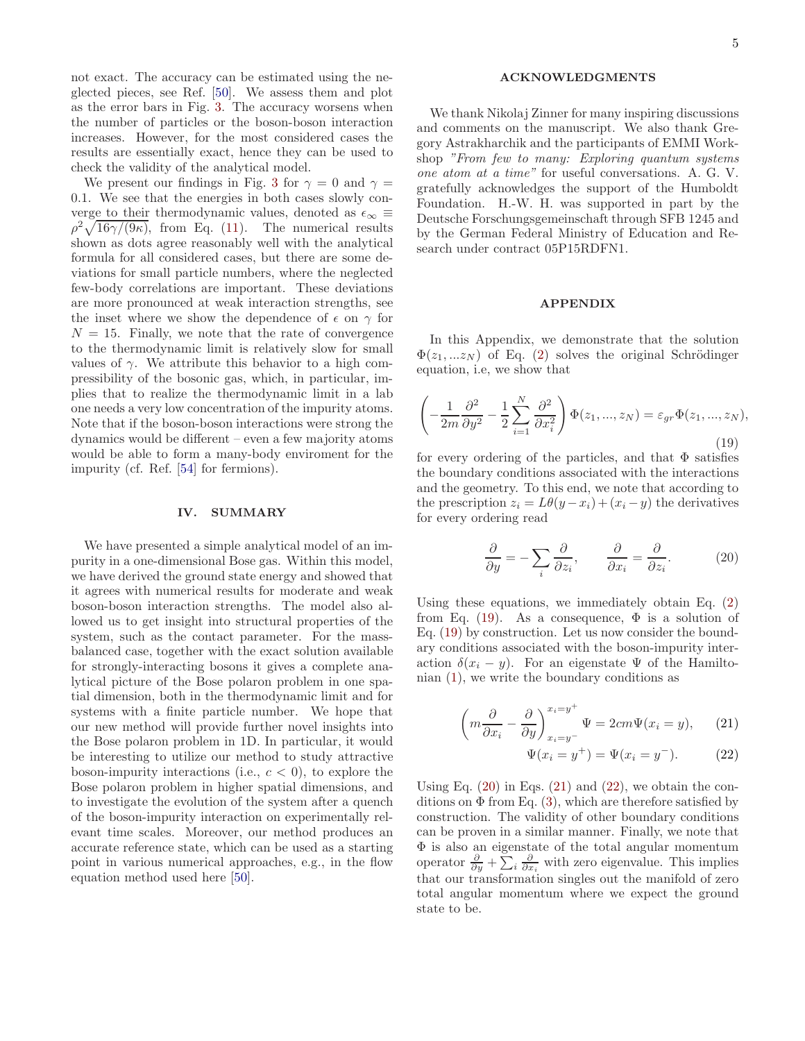not exact. The accuracy can be estimated using the neglected pieces, see Ref. [50]. We assess them and plot as the error bars in Fig. 3. The accuracy worsens when the number of particles or the boson-boson interaction increases. However, for the most considered cases the results are essentially exact, hence they can be used to check the validity of the analytical model.

We present our findings in Fig. 3 for $\gamma = 0$ and $\gamma = 0.1$. We see that the energies in both cases slowly converge to their thermodynamic values, denoted as $\epsilon_\infty \equiv \rho^2\sqrt{16\gamma/(9\kappa)}$, from Eq. (11). The numerical results shown as dots agree reasonably well with the analytical formula for all considered cases, but there are some deviations for small particle numbers, where the neglected few-body correlations are important. These deviations are more pronounced at weak interaction strengths, see the inset where we show the dependence of $\epsilon$ on $\gamma$ for $N = 15$. Finally, we note that the rate of convergence to the thermodynamic limit is relatively slow for small values of $\gamma$. We attribute this behavior to a high compressibility of the bosonic gas, which, in particular, implies that to realize the thermodynamic limit in a lab one needs a very low concentration of the impurity atoms. Note that if the boson-boson interactions were strong the dynamics would be different – even a few majority atoms would be able to form a many-body enviroment for the impurity (cf. Ref. [54] for fermions).

## IV. SUMMARY

We have presented a simple analytical model of an impurity in a one-dimensional Bose gas. Within this model, we have derived the ground state energy and showed that it agrees with numerical results for moderate and weak boson-boson interaction strengths. The model also allowed us to get insight into structural properties of the system, such as the contact parameter. For the mass-balanced case, together with the exact solution available for strongly-interacting bosons it gives a complete analytical picture of the Bose polaron problem in one spatial dimension, both in the thermodynamic limit and for systems with a finite particle number. We hope that our new method will provide further novel insights into the Bose polaron problem in 1D. In particular, it would be interesting to utilize our method to study attractive boson-impurity interactions (i.e., $c < 0$), to explore the Bose polaron problem in higher spatial dimensions, and to investigate the evolution of the system after a quench of the boson-impurity interaction on experimentally relevant time scales. Moreover, our method produces an accurate reference state, which can be used as a starting point in various numerical approaches, e.g., in the flow equation method used here [50].

## ACKNOWLEDGMENTS

We thank Nikolaj Zinner for many inspiring discussions and comments on the manuscript. We also thank Gregory Astrakharchik and the participants of EMMI Workshop *"From few to many: Exploring quantum systems one atom at a time"* for useful conversations. A. G. V. gratefully acknowledges the support of the Humboldt Foundation. H.-W. H. was supported in part by the Deutsche Forschungsgemeinschaft through SFB 1245 and by the German Federal Ministry of Education and Research under contract 05P15RDFN1.

## APPENDIX

In this Appendix, we demonstrate that the solution $\Phi(z_1, ...z_N)$ of Eq. (2) solves the original Schrödinger equation, i.e, we show that

$$\left(-\frac{1}{2m}\frac{\partial^2}{\partial y^2} - \frac{1}{2}\sum_{i=1}^{N}\frac{\partial^2}{\partial x_i^2}\right)\Phi(z_1, ..., z_N) = \varepsilon_{gr}\Phi(z_1, ..., z_N), \tag{19}$$

for every ordering of the particles, and that $\Phi$ satisfies the boundary conditions associated with the interactions and the geometry. To this end, we note that according to the prescription $z_i = L\theta(y - x_i) + (x_i - y)$ the derivatives for every ordering read

$$\frac{\partial}{\partial y} = -\sum_i \frac{\partial}{\partial z_i}, \qquad \frac{\partial}{\partial x_i} = \frac{\partial}{\partial z_i}. \tag{20}$$

Using these equations, we immediately obtain Eq. (2) from Eq. (19). As a consequence, $\Phi$ is a solution of Eq. (19) by construction. Let us now consider the boundary conditions associated with the boson-impurity interaction $\delta(x_i - y)$. For an eigenstate $\Psi$ of the Hamiltonian (1), we write the boundary conditions as

$$\left(m\frac{\partial}{\partial x_i} - \frac{\partial}{\partial y}\right)_{x_i=y^-}^{x_i=y^+}\Psi = 2cm\Psi(x_i = y), \tag{21}$$

$$\Psi(x_i = y^+) = \Psi(x_i = y^-). \tag{22}$$

Using Eq. (20) in Eqs. (21) and (22), we obtain the conditions on $\Phi$ from Eq. (3), which are therefore satisfied by construction. The validity of other boundary conditions can be proven in a similar manner. Finally, we note that $\Phi$ is also an eigenstate of the total angular momentum operator $\frac{\partial}{\partial y} + \sum_i \frac{\partial}{\partial x_i}$ with zero eigenvalue. This implies that our transformation singles out the manifold of zero total angular momentum where we expect the ground state to be.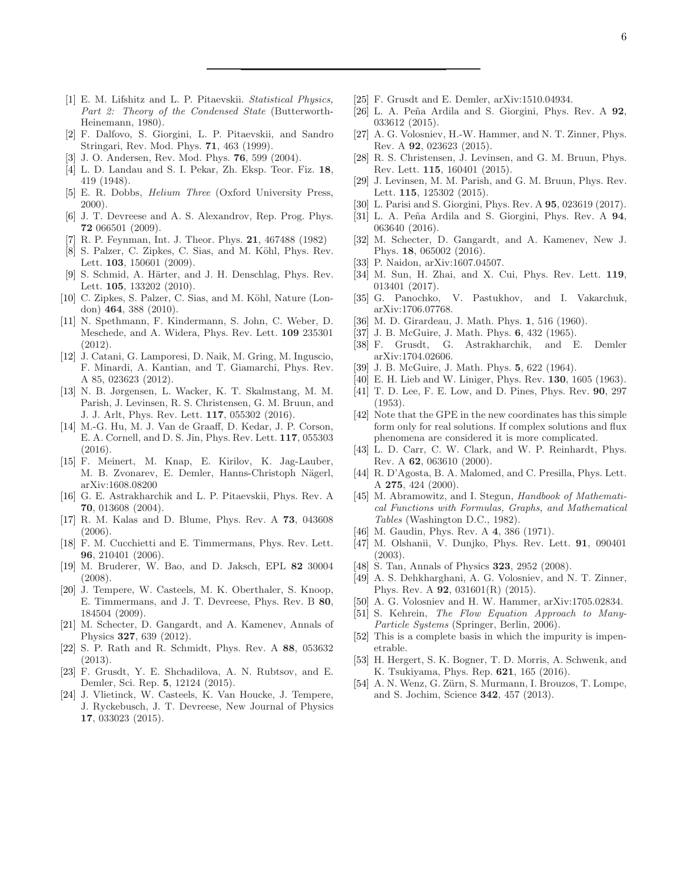[1] E. M. Lifshitz and L. P. Pitaevskii. *Statistical Physics, Part 2: Theory of the Condensed State* (Butterworth-Heinemann, 1980).

[2] F. Dalfovo, S. Giorgini, L. P. Pitaevskii, and Sandro Stringari, Rev. Mod. Phys. **71**, 463 (1999).

[3] J. O. Andersen, Rev. Mod. Phys. **76**, 599 (2004).

[4] L. D. Landau and S. I. Pekar, Zh. Eksp. Teor. Fiz. **18**, 419 (1948).

[5] E. R. Dobbs, *Helium Three* (Oxford University Press, 2000).

[6] J. T. Devreese and A. S. Alexandrov, Rep. Prog. Phys. **72** 066501 (2009).

[7] R. P. Feynman, Int. J. Theor. Phys. **21**, 467488 (1982)

[8] S. Palzer, C. Zipkes, C. Sias, and M. Köhl, Phys. Rev. Lett. **103**, 150601 (2009).

[9] S. Schmid, A. Härter, and J. H. Denschlag, Phys. Rev. Lett. **105**, 133202 (2010).

[10] C. Zipkes, S. Palzer, C. Sias, and M. Köhl, Nature (London) **464**, 388 (2010).

[11] N. Spethmann, F. Kindermann, S. John, C. Weber, D. Meschede, and A. Widera, Phys. Rev. Lett. **109** 235301 (2012).

[12] J. Catani, G. Lamporesi, D. Naik, M. Gring, M. Inguscio, F. Minardi, A. Kantian, and T. Giamarchi, Phys. Rev. A 85, 023623 (2012).

[13] N. B. Jørgensen, L. Wacker, K. T. Skalmstang, M. M. Parish, J. Levinsen, R. S. Christensen, G. M. Bruun, and J. J. Arlt, Phys. Rev. Lett. **117**, 055302 (2016).

[14] M.-G. Hu, M. J. Van de Graaff, D. Kedar, J. P. Corson, E. A. Cornell, and D. S. Jin, Phys. Rev. Lett. **117**, 055303 (2016).

[15] F. Meinert, M. Knap, E. Kirilov, K. Jag-Lauber, M. B. Zvonarev, E. Demler, Hanns-Christoph Nägerl, arXiv:1608.08200

[16] G. E. Astrakharchik and L. P. Pitaevskii, Phys. Rev. A **70**, 013608 (2004).

[17] R. M. Kalas and D. Blume, Phys. Rev. A **73**, 043608 (2006).

[18] F. M. Cucchietti and E. Timmermans, Phys. Rev. Lett. **96**, 210401 (2006).

[19] M. Bruderer, W. Bao, and D. Jaksch, EPL **82** 30004 (2008).

[20] J. Tempere, W. Casteels, M. K. Oberthaler, S. Knoop, E. Timmermans, and J. T. Devreese, Phys. Rev. B **80**, 184504 (2009).

[21] M. Schecter, D. Gangardt, and A. Kamenev, Annals of Physics **327**, 639 (2012).

[22] S. P. Rath and R. Schmidt, Phys. Rev. A **88**, 053632 (2013).

[23] F. Grusdt, Y. E. Shchadilova, A. N. Rubtsov, and E. Demler, Sci. Rep. **5**, 12124 (2015).

[24] J. Vlietinck, W. Casteels, K. Van Houcke, J. Tempere, J. Ryckebusch, J. T. Devreese, New Journal of Physics **17**, 033023 (2015).

[25] F. Grusdt and E. Demler, arXiv:1510.04934.

[26] L. A. Peña Ardila and S. Giorgini, Phys. Rev. A **92**, 033612 (2015).

[27] A. G. Volosniev, H.-W. Hammer, and N. T. Zinner, Phys. Rev. A **92**, 023623 (2015).

[28] R. S. Christensen, J. Levinsen, and G. M. Bruun, Phys. Rev. Lett. **115**, 160401 (2015).

[29] J. Levinsen, M. M. Parish, and G. M. Bruun, Phys. Rev. Lett. **115**, 125302 (2015).

[30] L. Parisi and S. Giorgini, Phys. Rev. A **95**, 023619 (2017).

[31] L. A. Peña Ardila and S. Giorgini, Phys. Rev. A **94**, 063640 (2016).

[32] M. Schecter, D. Gangardt, and A. Kamenev, New J. Phys. **18**, 065002 (2016).

[33] P. Naidon, arXiv:1607.04507.

[34] M. Sun, H. Zhai, and X. Cui, Phys. Rev. Lett. **119**, 013401 (2017).

[35] G. Panochko, V. Pastukhov, and I. Vakarchuk, arXiv:1706.07768.

[36] M. D. Girardeau, J. Math. Phys. **1**, 516 (1960).

[37] J. B. McGuire, J. Math. Phys. **6**, 432 (1965).

[38] F. Grusdt, G. Astrakharchik, and E. Demler arXiv:1704.02606.

[39] J. B. McGuire, J. Math. Phys. **5**, 622 (1964).

[40] E. H. Lieb and W. Liniger, Phys. Rev. **130**, 1605 (1963).

[41] T. D. Lee, F. E. Low, and D. Pines, Phys. Rev. **90**, 297 (1953).

[42] Note that the GPE in the new coordinates has this simple form only for real solutions. If complex solutions and flux phenomena are considered it is more complicated.

[43] L. D. Carr, C. W. Clark, and W. P. Reinhardt, Phys. Rev. A **62**, 063610 (2000).

[44] R. D'Agosta, B. A. Malomed, and C. Presilla, Phys. Lett. A **275**, 424 (2000).

[45] M. Abramowitz, and I. Stegun, *Handbook of Mathematical Functions with Formulas, Graphs, and Mathematical Tables* (Washington D.C., 1982).

[46] M. Gaudin, Phys. Rev. A **4**, 386 (1971).

[47] M. Olshanii, V. Dunjko, Phys. Rev. Lett. **91**, 090401 (2003).

[48] S. Tan, Annals of Physics **323**, 2952 (2008).

[49] A. S. Dehkharghani, A. G. Volosniev, and N. T. Zinner, Phys. Rev. A **92**, 031601(R) (2015).

[50] A. G. Volosniev and H. W. Hammer, arXiv:1705.02834.

[51] S. Kehrein, *The Flow Equation Approach to Many-Particle Systems* (Springer, Berlin, 2006).

[52] This is a complete basis in which the impurity is impenetrable.

[53] H. Hergert, S. K. Bogner, T. D. Morris, A. Schwenk, and K. Tsukiyama, Phys. Rep. **621**, 165 (2016).

[54] A. N. Wenz, G. Zürn, S. Murmann, I. Brouzos, T. Lompe, and S. Jochim, Science **342**, 457 (2013).